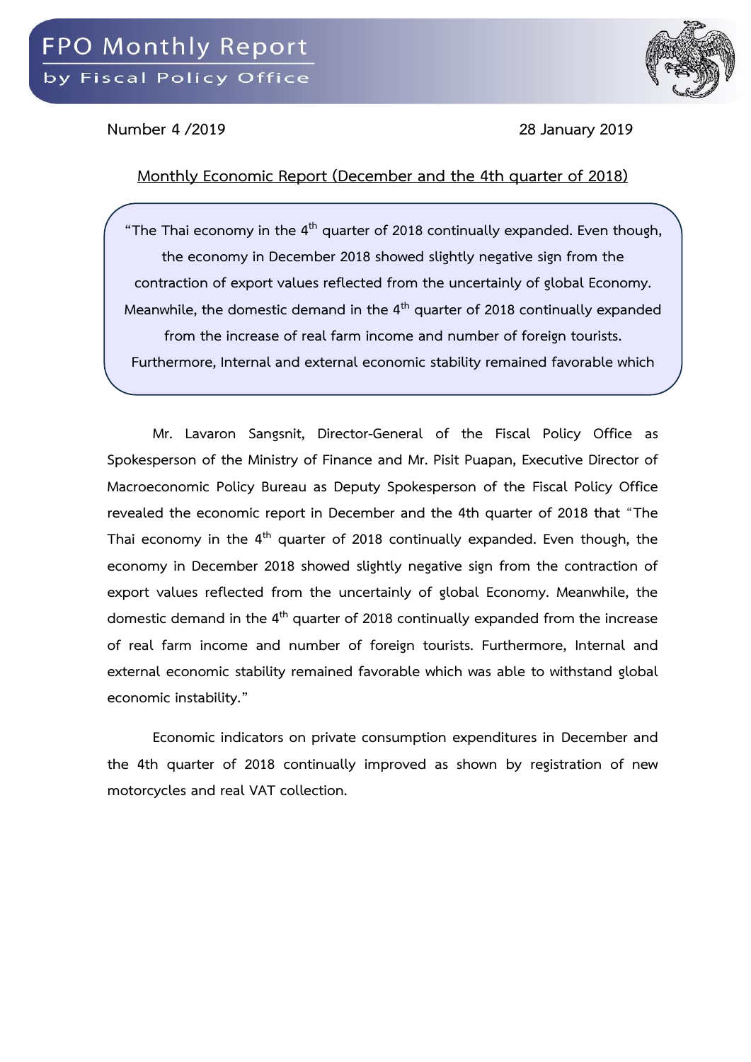# FPO Monthly Report

by Fiscal Policy Office

Number 4 /2019 | 28 January 2019

## Monthly Economic Report (December and the 4th quarter of 2018)

> "The Thai economy in the 4th quarter of 2018 continually expanded. Even though, the economy in December 2018 showed slightly negative sign from the contraction of export values reflected from the uncertainly of global Economy. Meanwhile, the domestic demand in the 4th quarter of 2018 continually expanded from the increase of real farm income and number of foreign tourists. Furthermore, Internal and external economic stability remained favorable which

Mr. Lavaron Sangsnit, Director-General of the Fiscal Policy Office as Spokesperson of the Ministry of Finance and Mr. Pisit Puapan, Executive Director of Macroeconomic Policy Bureau as Deputy Spokesperson of the Fiscal Policy Office revealed the economic report in December and the 4th quarter of 2018 that "The Thai economy in the 4th quarter of 2018 continually expanded. Even though, the economy in December 2018 showed slightly negative sign from the contraction of export values reflected from the uncertainly of global Economy. Meanwhile, the domestic demand in the 4th quarter of 2018 continually expanded from the increase of real farm income and number of foreign tourists. Furthermore, Internal and external economic stability remained favorable which was able to withstand global economic instability."

Economic indicators on private consumption expenditures in December and the 4th quarter of 2018 continually improved as shown by registration of new motorcycles and real VAT collection.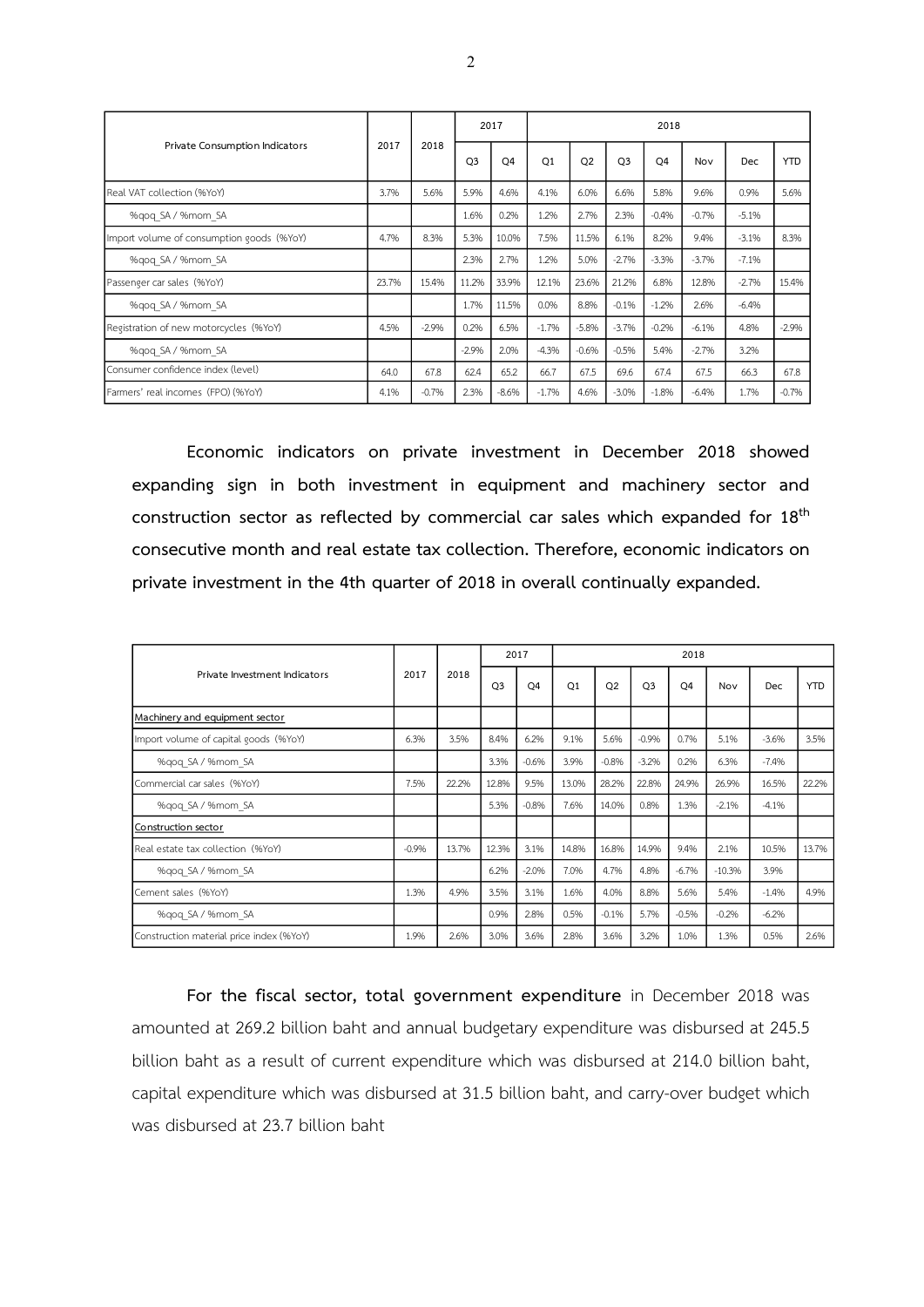| Private Consumption Indicators | 2017 | 2018 | 2017 | | 2018 | | | | | | |
|---|---|---|---|---|---|---|---|---|---|---|---|
| | | | Q3 | Q4 | Q1 | Q2 | Q3 | Q4 | Nov | Dec | YTD |
| Real VAT collection (%YoY) | 3.7% | 5.6% | 5.9% | 4.6% | 4.1% | 6.0% | 6.6% | 5.8% | 9.6% | 0.9% | 5.6% |
| %qoq_SA / %mom_SA | | | 1.6% | 0.2% | 1.2% | 2.7% | 2.3% | -0.4% | -0.7% | -5.1% | |
| Import volume of consumption goods (%YoY) | 4.7% | 8.3% | 5.3% | 10.0% | 7.5% | 11.5% | 6.1% | 8.2% | 9.4% | -3.1% | 8.3% |
| %qoq_SA / %mom_SA | | | 2.3% | 2.7% | 1.2% | 5.0% | -2.7% | -3.3% | -3.7% | -7.1% | |
| Passenger car sales (%YoY) | 23.7% | 15.4% | 11.2% | 33.9% | 12.1% | 23.6% | 21.2% | 6.8% | 12.8% | -2.7% | 15.4% |
| %qoq_SA / %mom_SA | | | 1.7% | 11.5% | 0.0% | 8.8% | -0.1% | -1.2% | 2.6% | -6.4% | |
| Registration of new motorcycles (%YoY) | 4.5% | -2.9% | 0.2% | 6.5% | -1.7% | -5.8% | -3.7% | -0.2% | -6.1% | 4.8% | -2.9% |
| %qoq_SA / %mom_SA | | | -2.9% | 2.0% | -4.3% | -0.6% | -0.5% | 5.4% | -2.7% | 3.2% | |
| Consumer confidence index (level) | 64.0 | 67.8 | 62.4 | 65.2 | 66.7 | 67.5 | 69.6 | 67.4 | 67.5 | 66.3 | 67.8 |
| Farmers' real incomes (FPO) (%YoY) | 4.1% | -0.7% | 2.3% | -8.6% | -1.7% | 4.6% | -3.0% | -1.8% | -6.4% | 1.7% | -0.7% |

**Economic indicators on private investment in December 2018 showed expanding sign in both investment in equipment and machinery sector and construction sector as reflected by commercial car sales which expanded for 18th consecutive month and real estate tax collection. Therefore, economic indicators on private investment in the 4th quarter of 2018 in overall continually expanded.**

| Private Investment Indicators | 2017 | 2018 | 2017 | | 2018 | | | | | | |
|---|---|---|---|---|---|---|---|---|---|---|---|
| | | | Q3 | Q4 | Q1 | Q2 | Q3 | Q4 | Nov | Dec | YTD |
| Machinery and equipment sector | | | | | | | | | | | |
| Import volume of capital goods (%YoY) | 6.3% | 3.5% | 8.4% | 6.2% | 9.1% | 5.6% | -0.9% | 0.7% | 5.1% | -3.6% | 3.5% |
| %qoq_SA / %mom_SA | | | 3.3% | -0.6% | 3.9% | -0.8% | -3.2% | 0.2% | 6.3% | -7.4% | |
| Commercial car sales (%YoY) | 7.5% | 22.2% | 12.8% | 9.5% | 13.0% | 28.2% | 22.8% | 24.9% | 26.9% | 16.5% | 22.2% |
| %qoq_SA / %mom_SA | | | 5.3% | -0.8% | 7.6% | 14.0% | 0.8% | 1.3% | -2.1% | -4.1% | |
| Construction sector | | | | | | | | | | | |
| Real estate tax collection (%YoY) | -0.9% | 13.7% | 12.3% | 3.1% | 14.8% | 16.8% | 14.9% | 9.4% | 2.1% | 10.5% | 13.7% |
| %qoq_SA / %mom_SA | | | 6.2% | -2.0% | 7.0% | 4.7% | 4.8% | -6.7% | -10.3% | 3.9% | |
| Cement sales (%YoY) | 1.3% | 4.9% | 3.5% | 3.1% | 1.6% | 4.0% | 8.8% | 5.6% | 5.4% | -1.4% | 4.9% |
| %qoq_SA / %mom_SA | | | 0.9% | 2.8% | 0.5% | -0.1% | 5.7% | -0.5% | -0.2% | -6.2% | |
| Construction material price index (%YoY) | 1.9% | 2.6% | 3.0% | 3.6% | 2.8% | 3.6% | 3.2% | 1.0% | 1.3% | 0.5% | 2.6% |

**For the fiscal sector, total government expenditure** in December 2018 was amounted at 269.2 billion baht and annual budgetary expenditure was disbursed at 245.5 billion baht as a result of current expenditure which was disbursed at 214.0 billion baht, capital expenditure which was disbursed at 31.5 billion baht, and carry-over budget which was disbursed at 23.7 billion baht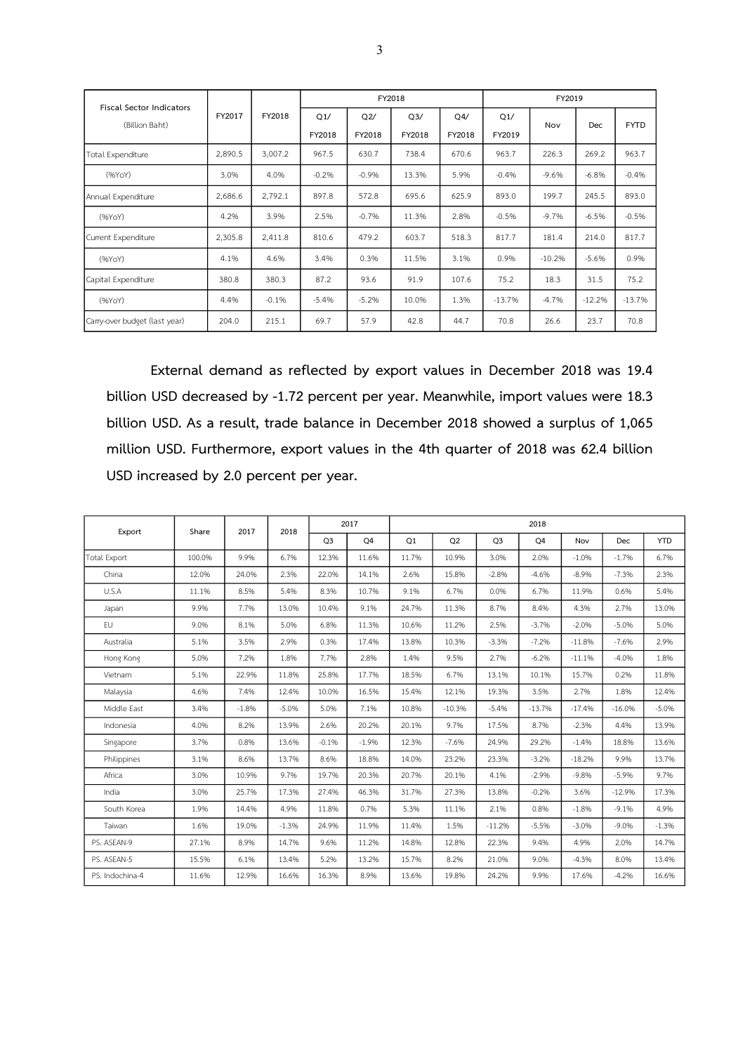| Fiscal Sector Indicators (Billion Baht) | FY2017 | FY2018 | FY2018 | | | | FY2019 | | | |
|---|---|---|---|---|---|---|---|---|---|---|
| | | | Q1/ FY2018 | Q2/ FY2018 | Q3/ FY2018 | Q4/ FY2018 | Q1/ FY2019 | Nov | Dec | FYTD |
| Total Expenditure | 2,890.5 | 3,007.2 | 967.5 | 630.7 | 738.4 | 670.6 | 963.7 | 226.3 | 269.2 | 963.7 |
| (%YoY) | 3.0% | 4.0% | -0.2% | -0.9% | 13.3% | 5.9% | -0.4% | -9.6% | -6.8% | -0.4% |
| Annual Expenditure | 2,686.6 | 2,792.1 | 897.8 | 572.8 | 695.6 | 625.9 | 893.0 | 199.7 | 245.5 | 893.0 |
| (%YoY) | 4.2% | 3.9% | 2.5% | -0.7% | 11.3% | 2.8% | -0.5% | -9.7% | -6.5% | -0.5% |
| Current Expenditure | 2,305.8 | 2,411.8 | 810.6 | 479.2 | 603.7 | 518.3 | 817.7 | 181.4 | 214.0 | 817.7 |
| (%YoY) | 4.1% | 4.6% | 3.4% | 0.3% | 11.5% | 3.1% | 0.9% | -10.2% | -5.6% | 0.9% |
| Capital Expenditure | 380.8 | 380.3 | 87.2 | 93.6 | 91.9 | 107.6 | 75.2 | 18.3 | 31.5 | 75.2 |
| (%YoY) | 4.4% | -0.1% | -5.4% | -5.2% | 10.0% | 1.3% | -13.7% | -4.7% | -12.2% | -13.7% |
| Carry-over budget (last year) | 204.0 | 215.1 | 69.7 | 57.9 | 42.8 | 44.7 | 70.8 | 26.6 | 23.7 | 70.8 |

**External demand as reflected by export values in December 2018 was 19.4 billion USD decreased by -1.72 percent per year. Meanwhile, import values were 18.3 billion USD. As a result, trade balance in December 2018 showed a surplus of 1,065 million USD. Furthermore, export values in the 4th quarter of 2018 was 62.4 billion USD increased by 2.0 percent per year.**

| Export | Share | 2017 | 2018 | 2017 | | 2018 | | | | | | |
|---|---|---|---|---|---|---|---|---|---|---|---|---|
| | | | | Q3 | Q4 | Q1 | Q2 | Q3 | Q4 | Nov | Dec | YTD |
| Total Export | 100.0% | 9.9% | 6.7% | 12.3% | 11.6% | 11.7% | 10.9% | 3.0% | 2.0% | -1.0% | -1.7% | 6.7% |
| China | 12.0% | 24.0% | 2.3% | 22.0% | 14.1% | 2.6% | 15.8% | -2.8% | -4.6% | -8.9% | -7.3% | 2.3% |
| U.S.A | 11.1% | 8.5% | 5.4% | 8.3% | 10.7% | 9.1% | 6.7% | 0.0% | 6.7% | 11.9% | 0.6% | 5.4% |
| Japan | 9.9% | 7.7% | 13.0% | 10.4% | 9.1% | 24.7% | 11.3% | 8.7% | 8.4% | 4.3% | 2.7% | 13.0% |
| EU | 9.0% | 8.1% | 5.0% | 6.8% | 11.3% | 10.6% | 11.2% | 2.5% | -3.7% | -2.0% | -5.0% | 5.0% |
| Australia | 5.1% | 3.5% | 2.9% | 0.3% | 17.4% | 13.8% | 10.3% | -3.3% | -7.2% | -11.8% | -7.6% | 2.9% |
| Hong Kong | 5.0% | 7.2% | 1.8% | 7.7% | 2.8% | 1.4% | 9.5% | 2.7% | -6.2% | -11.1% | -4.0% | 1.8% |
| Vietnam | 5.1% | 22.9% | 11.8% | 25.8% | 17.7% | 18.5% | 6.7% | 13.1% | 10.1% | 15.7% | 0.2% | 11.8% |
| Malaysia | 4.6% | 7.4% | 12.4% | 10.0% | 16.5% | 15.4% | 12.1% | 19.3% | 3.5% | 2.7% | 1.8% | 12.4% |
| Middle East | 3.4% | -1.8% | -5.0% | 5.0% | 7.1% | 10.8% | -10.3% | -5.4% | -13.7% | -17.4% | -16.0% | -5.0% |
| Indonesia | 4.0% | 8.2% | 13.9% | 2.6% | 20.2% | 20.1% | 9.7% | 17.5% | 8.7% | -2.3% | 4.4% | 13.9% |
| Singapore | 3.7% | 0.8% | 13.6% | -0.1% | -1.9% | 12.3% | -7.6% | 24.9% | 29.2% | -1.4% | 18.8% | 13.6% |
| Philippines | 3.1% | 8.6% | 13.7% | 8.6% | 18.8% | 14.0% | 23.2% | 23.3% | -3.2% | -18.2% | 9.9% | 13.7% |
| Africa | 3.0% | 10.9% | 9.7% | 19.7% | 20.3% | 20.7% | 20.1% | 4.1% | -2.9% | -9.8% | -5.9% | 9.7% |
| India | 3.0% | 25.7% | 17.3% | 27.4% | 46.3% | 31.7% | 27.3% | 13.8% | -0.2% | 3.6% | -12.9% | 17.3% |
| South Korea | 1.9% | 14.4% | 4.9% | 11.8% | 0.7% | 5.3% | 11.1% | 2.1% | 0.8% | -1.8% | -9.1% | 4.9% |
| Taiwan | 1.6% | 19.0% | -1.3% | 24.9% | 11.9% | 11.4% | 1.5% | -11.2% | -5.5% | -3.0% | -9.0% | -1.3% |
| PS. ASEAN-9 | 27.1% | 8.9% | 14.7% | 9.6% | 11.2% | 14.8% | 12.8% | 22.3% | 9.4% | 4.9% | 2.0% | 14.7% |
| PS. ASEAN-5 | 15.5% | 6.1% | 13.4% | 5.2% | 13.2% | 15.7% | 8.2% | 21.0% | 9.0% | -4.3% | 8.0% | 13.4% |
| PS. Indochina-4 | 11.6% | 12.9% | 16.6% | 16.3% | 8.9% | 13.6% | 19.8% | 24.2% | 9.9% | 17.6% | -4.2% | 16.6% |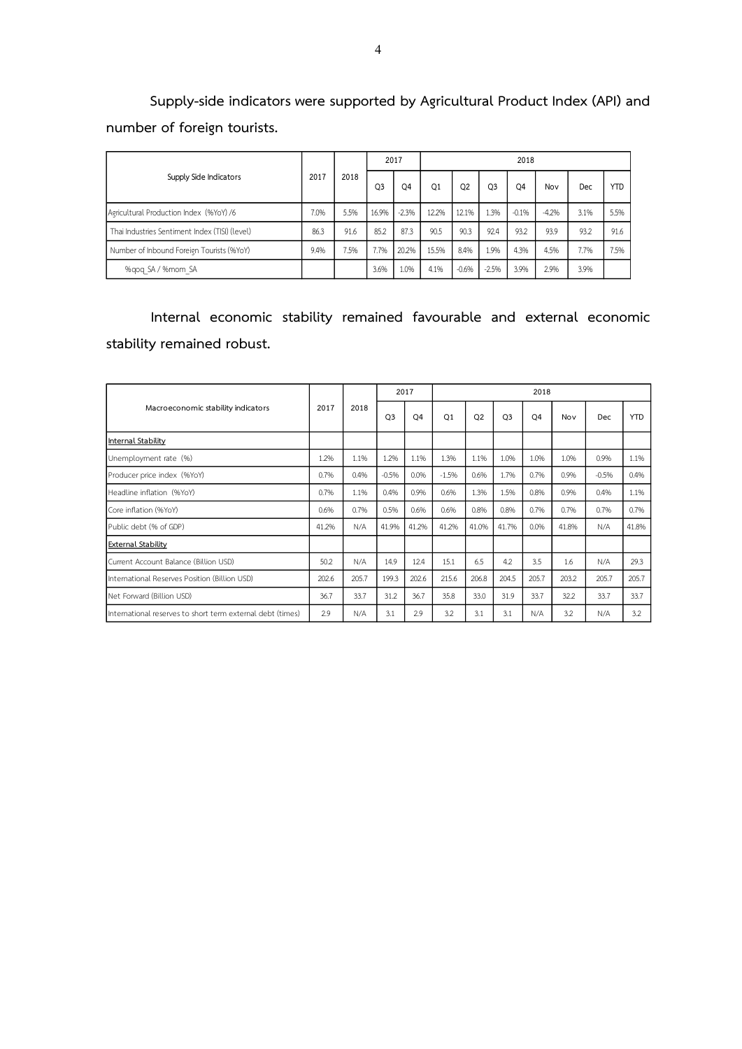**Supply-side indicators were supported by Agricultural Product Index (API) and number of foreign tourists.**

| Supply Side Indicators | 2017 | 2018 | 2017 | | 2018 | | | | | | |
|---|---|---|---|---|---|---|---|---|---|---|---|
| | | | Q3 | Q4 | Q1 | Q2 | Q3 | Q4 | Nov | Dec | YTD |
| Agricultural Production Index (%YoY) /6 | 7.0% | 5.5% | 16.9% | -2.3% | 12.2% | 12.1% | 1.3% | -0.1% | -4.2% | 3.1% | 5.5% |
| Thai Industries Sentiment Index (TISI) (level) | 86.3 | 91.6 | 85.2 | 87.3 | 90.5 | 90.3 | 92.4 | 93.2 | 93.9 | 93.2 | 91.6 |
| Number of Inbound Foreign Tourists (%YoY) | 9.4% | 7.5% | 7.7% | 20.2% | 15.5% | 8.4% | 1.9% | 4.3% | 4.5% | 7.7% | 7.5% |
| %qoq_SA / %mom_SA | | | 3.6% | 1.0% | 4.1% | -0.6% | -2.5% | 3.9% | 2.9% | 3.9% | |

**Internal economic stability remained favourable and external economic stability remained robust.**

| Macroeconomic stability indicators | 2017 | 2018 | 2017 | | 2018 | | | | | | |
|---|---|---|---|---|---|---|---|---|---|---|---|
| | | | Q3 | Q4 | Q1 | Q2 | Q3 | Q4 | Nov | Dec | YTD |
| **Internal Stability** | | | | | | | | | | | |
| Unemployment rate (%) | 1.2% | 1.1% | 1.2% | 1.1% | 1.3% | 1.1% | 1.0% | 1.0% | 1.0% | 0.9% | 1.1% |
| Producer price index (%YoY) | 0.7% | 0.4% | -0.5% | 0.0% | -1.5% | 0.6% | 1.7% | 0.7% | 0.9% | -0.5% | 0.4% |
| Headline inflation (%YoY) | 0.7% | 1.1% | 0.4% | 0.9% | 0.6% | 1.3% | 1.5% | 0.8% | 0.9% | 0.4% | 1.1% |
| Core inflation (%YoY) | 0.6% | 0.7% | 0.5% | 0.6% | 0.6% | 0.8% | 0.8% | 0.7% | 0.7% | 0.7% | 0.7% |
| Public debt (% of GDP) | 41.2% | N/A | 41.9% | 41.2% | 41.2% | 41.0% | 41.7% | 0.0% | 41.8% | N/A | 41.8% |
| **External Stability** | | | | | | | | | | | |
| Current Account Balance (Billion USD) | 50.2 | N/A | 14.9 | 12.4 | 15.1 | 6.5 | 4.2 | 3.5 | 1.6 | N/A | 29.3 |
| International Reserves Position (Billion USD) | 202.6 | 205.7 | 199.3 | 202.6 | 215.6 | 206.8 | 204.5 | 205.7 | 203.2 | 205.7 | 205.7 |
| Net Forward (Billion USD) | 36.7 | 33.7 | 31.2 | 36.7 | 35.8 | 33.0 | 31.9 | 33.7 | 32.2 | 33.7 | 33.7 |
| International reserves to short term external debt (times) | 2.9 | N/A | 3.1 | 2.9 | 3.2 | 3.1 | 3.1 | N/A | 3.2 | N/A | 3.2 |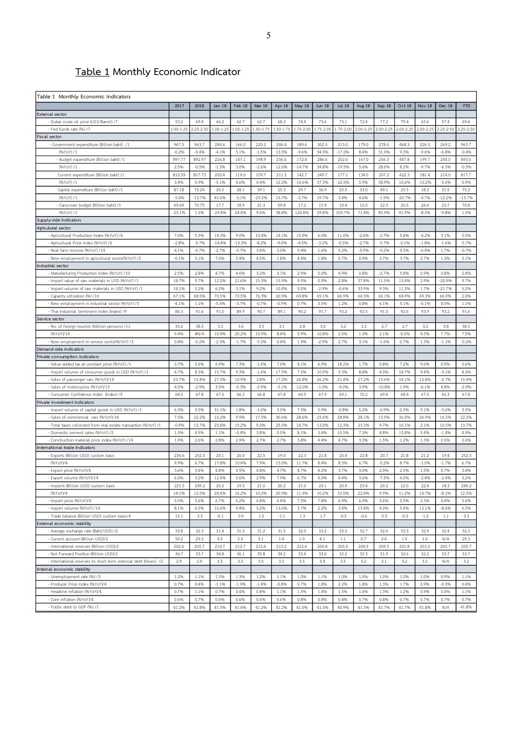## Table 1 Monthly Economic Indicator

| Table 1 Monthly Economic Indicators | 2017 | 2018 | Jan 18 | Feb 18 | Mar 18 | Apr 18 | May 18 | Jun 18 | Jul 18 | Aug 18 | Sep 18 | Oct 18 | Nov 18 | Dec 18 | YTD |
|---|---|---|---|---|---|---|---|---|---|---|---|---|---|---|---|
| External sector | | | | | | | | | | | | | | | |
| - Dubai crude oil price (US$/Barrel) /7 | 53.2 | 69.4 | 66.2 | 62.7 | 62.7 | 68.3 | 74.4 | 73.6 | 73.1 | 72.4 | 77.2 | 79.4 | 65.6 | 57.4 | 69.4 |
| - Fed funds rate (%) /7 | 1.00-1.25 | 2.25-2.50 | 1.00-1.25 | 1.00-1.25 | 1.50-1.75 | 1.50-1.75 | 1.75-2.00 | 1.75-2.00 | 1.75-2.00 | 2.00-2.25 | 2.00-2.25 | 2.00-2.25 | 2.00-2.25 | 2.25-2.50 | 2.25-2.50 |
| Fiscal sector | | | | | | | | | | | | | | | |
| - Government expenditure (Billion baht) /1 | 967.5 | 963.7 | 244.6 | 166.0 | 220.2 | 246.4 | 189.6 | 302.5 | 213.0 | 179.0 | 278.6 | 468.3 | 226.3 | 269.2 | 963.7 |
| (%YoY) /1 | -0.2% | -0.4% | -4.1% | 5.1% | -1.5% | 13.5% | -9.6% | 34.5% | -17.0% | 8.4% | 31.9% | 9.3% | -9.6% | -6.8% | -0.4% |
| - Budget expenditure (Billion baht) /1 | 897.77 | 892.97 | 226.8 | 147.1 | 198.9 | 236.6 | 172.4 | 286.6 | 202.6 | 167.0 | 256.3 | 447.8 | 199.7 | 245.5 | 893.0 |
| (%YoY) /1 | 2.5% | -0.5% | -1.3% | 3.0% | -2.6% | 12.6% | -14.7% | 34.8% | -19.5% | 5.6% | 28.6% | 8.2% | -9.7% | -6.5% | -0.5% |
| Current expenditure (Billion baht) /1 | 810.59 | 817.73 | 200.4 | 119.0 | 159.7 | 211.3 | 142.7 | 249.7 | 177.1 | 134.0 | 207.2 | 422.3 | 181.4 | 214.0 | 817.7 |
| (%YoY) /1 | 3.4% | 0.9% | -5.1% | 4.6% | 4.4% | 12.2% | -16.6% | 37.3% | -22.0% | 5.9% | 38.9% | 10.6% | -10.2% | -5.6% | 0.9% |
| Capital expenditure (Billion baht) /1 | 87.18 | 75.24 | 26.5 | 28.1 | 39.1 | 25.3 | 29.7 | 36.9 | 25.5 | 33.0 | 49.1 | 25.5 | 18.3 | 31.5 | 75.2 |
| (%YoY) /1 | -5.4% | -13.7% | 41.6% | -3.1% | -23.5% | 15.7% | -3.7% | 19.7% | 3.4% | 4.6% | -1.9% | -20.7% | -4.7% | -12.2% | -13.7% |
| - Carry-over budget (Billion baht) /1 | 69.69 | 70.75 | 17.7 | 18.9 | 21.3 | 09.8 | 17.2 | 15.9 | 10.4 | 12.0 | 22.3 | 20.5 | 26.6 | 23.7 | 70.8 |
| (%YoY) /1 | -25.1% | 1.5% | -29.8% | 24.4% | 9.6% | 38.8% | 120.8% | 29.8% | 105.7% | 71.8% | 85.9% | 41.9% | -8.3% | -9.8% | 1.5% |
| Supply-side indicators | | | | | | | | | | | | | | | |
| Agricultural sector | | | | | | | | | | | | | | | |
| - Agricultural Production Index (%YoY) /6 | 7.0% | 5.5% | 14.3% | 9.0% | 13.4% | 14.1% | 15.9% | 6.0% | 11.0% | -2.0% | -2.7% | 5.4% | -4.2% | 3.1% | 5.5% |
| - Agricultural Price Index (%YoY) /6 | -2.8% | -5.7% | -14.4% | -13.3% | -8.2% | -9.0% | -4.5% | -3.2% | -0.5% | -2.7% | -5.7% | -0.1% | -1.8% | -1.6% | -5.7% |
| - Real farm income (%YoY) /14 | 4.1% | -0.7% | -2.7% | -5.7% | 3.4% | 3.0% | 9.4% | 1.6% | 9.2% | -5.9% | -9.2% | 4.3% | -6.4% | 1.7% | -0.7% |
| - New employment in agricultural sector(%YoY) /3 | -0.1% | 3.1% | 7.0% | 5.4% | 4.5% | 1.8% | 4.4% | 1.8% | 0.7% | 0.9% | 3.7% | 3.7% | 2.7% | 1.3% | 3.1% |
| Industrial sector | | | | | | | | | | | | | | | |
| - Manufacturing Production Index (%YoY) /10 | 2.5% | 2.8% | 4.7% | 4.6% | 3.2% | 3.1% | 2.9% | 5.0% | 4.9% | 0.8% | -2.7% | 5.8% | 0.9% | 0.8% | 2.8% |
| - Import value of raw materials in USD (%YoY) /1 | 18.7% | 9.7% | 12.2% | 21.6% | 15.3% | 15.9% | 9.5% | 0.9% | 2.8% | 37.8% | 11.5% | 13.4% | 2.9% | -20.9% | 9.7% |
| - Import volume of raw materials in USD (%YoY) /1 | 14.1% | 5.2% | 6.2% | 3.1% | 9.2% | 10.4% | 5.0% | -2.9% | -0.6% | 33.9% | 9.3% | 11.3% | 1.7% | -21.7% | 5.2% |
| - Capacity utilization (%) /10 | 67.1% | 68.5% | 70.5% | 70.5% | 76.3% | 60.9% | 69.8% | 69.1% | 66.9% | 66.3% | 66.1% | 68.9% | 69.3% | 66.9% | 2.0% |
| - New employment in industrial sector (%YoY) /3 | -4.1% | 1.1% | -5.4% | -3.7% | -0.7% | -0.9% | 0.7% | 3.5% | 1.2% | 0.8% | 6.1% | 5.1% | -0.1% | 8.5% | 1.1% |
| - Thai Industrial Sentiment Index (Index) /9 | 86.3 | 91.6 | 91.0 | 89.9 | 90.7 | 89.1 | 90.2 | 91.7 | 93.2 | 92.5 | 91.5 | 92.6 | 93.9 | 93.2 | 91.6 |
| Service sector | | | | | | | | | | | | | | | |
| - No. of foreign tourists (Million persons) /11 | 35.6 | 38.3 | 3.5 | 3.6 | 3.5 | 3.1 | 2.8 | 3.0 | 3.2 | 3.2 | 2.7 | 2.7 | 3.2 | 3.8 | 38.3 |
| (%YoY)/14 | 9.4% | #N/A | 10.9% | 20.2% | 15.9% | 8.4% | 5.9% | 10.8% | 2.5% | 1.3% | 2.1% | -0.5% | 4.5% | 7.7% | 7.5% |
| - New employment in service sector(%YoY) /3 | 0.8% | -0.2% | -2.3% | -1.7% | -3.3% | 0.4% | 1.9% | -2.9% | 2.7% | 3.1% | -1.6% | 0.7% | 1.3% | -1.1% | -0.2% |
| Demand-side indicators | | | | | | | | | | | | | | | |
| Private consumption indicators | | | | | | | | | | | | | | | |
| - Value added tax at constant price (%YoY) /1 | 3.7% | 5.6% | 6.9% | 7.3% | -1.6% | 7.0% | 4.1% | 6.9% | 18.2% | 1.7% | 0.8% | 7.2% | 9.6% | 0.9% | 5.6% |
| - Import volume of consumer goods in USD (%YoY) /1 | 4.7% | 8.3% | 15.7% | 9.3% | -1.6% | 17.5% | 7.5% | 10.5% | 5.3% | 8.8% | 4.0% | 18.7% | 9.4% | -3.1% | 8.3% |
| - Sales of passenger cars (%YoY)/14 | 23.7% | 15.4% | 27.3% | 10.9% | 3.8% | 17.2% | 26.8% | 26.2% | 21.4% | 27.2% | 15.6% | 14.1% | 12.8% | -2.7% | 15.4% |
| - Sales of motorcycles (%YoY)/13 | 4.5% | -2.9% | 3.5% | -5.3% | -2.9% | -3.1% | -12.0% | -1.0% | -4.0% | 3.9% | -10.8% | 1.9% | -6.1% | 4.8% | -2.9% |
| - Consumer Confidence Index (Index) /5 | 64.0 | 67.8 | 67.0 | 66.2 | 66.8 | 67.8 | 66.9 | 67.9 | 69.1 | 70.2 | 69.4 | 68.4 | 67.5 | 66.3 | 67.8 |
| Private investment indicators | | | | | | | | | | | | | | | |
| - Import volume of capital goods in USD (%YoY) /1 | 6.3% | 3.5% | 31.1% | 1.8% | -1.0% | 3.5% | 7.3% | 5.9% | -0.8% | 5.2% | -6.9% | 0.3% | 5.1% | -3.6% | 3.5% |
| - Sales of commercial cars (%YoY)/14 | 7.5% | 22.2% | 10.2% | 9.9% | 17.5% | 30.6% | 28.6% | 25.6% | 28.8% | 28.1% | 13.5% | 36.0% | 26.9% | 16.5% | 22.2% |
| - Total taxes collected from real estate transaction (%YoY) /1 | -0.9% | 13.7% | 23.8% | 15.2% | 9.2% | 25.5% | 14.7% | 13.0% | 12.3% | 23.3% | 9.7% | 16.1% | 2.1% | 10.5% | 13.7% |
| - Domestic cement sales (%YoY) /2 | 1.3% | 4.9% | 1.1% | -0.4% | 3.8% | 0.0% | 8.1% | 3.4% | 10.5% | 7.3% | 8.8% | 13.8% | 5.4% | -1.4% | 4.9% |
| - Construction material price index (%YoY) /14 | 1.9% | 2.6% | 2.8% | 2.9% | 2.7% | 2.7% | 3.8% | 4.4% | 4.7% | 3.3% | 1.5% | 1.2% | 1.3% | 0.5% | 2.6% |
| International trade indicators | | | | | | | | | | | | | | | |
| - Exports (Billion USD): custom basis | 236.6 | 252.5 | 20.1 | 20.4 | 22.5 | 19.0 | 22.3 | 21.8 | 20.4 | 22.8 | 20.7 | 21.8 | 21.2 | 19.4 | 252.5 |
| (%YoY)/4 | 9.9% | 6.7% | 17.8% | 10.4% | 7.9% | 13.0% | 11.7% | 8.4% | 8.3% | 6.7% | -5.2% | 8.7% | -1.0% | -1.7% | 6.7% |
| - Export price (%YoY)/4 | 3.6% | 3.4% | 4.8% | 4.5% | 4.8% | 4.7% | 4.7% | 4.2% | 3.7% | 3.0% | 2.4% | 2.5% | 1.5% | 0.7% | 3.4% |
| - Export volume (%YoY)/14 | 6.0% | 3.2% | 12.4% | 5.6% | 2.9% | 7.9% | 6.7% | 4.0% | 4.4% | 3.6% | -7.5% | 6.0% | -2.4% | -2.4% | 3.2% |
| - Imports (Billion USD): custom basis | 221.5 | 249.2 | 20.2 | 19.5 | 21.0 | 20.2 | 21.0 | 20.1 | 20.9 | 23.4 | 20.2 | 22.0 | 22.4 | 18.3 | 249.2 |
| (%YoY)/4 | 14.1% | 12.5% | 24.4% | 16.2% | 10.2% | 20.9% | 11.3% | 10.2% | 10.5% | 22.8% | 9.9% | 11.2% | 14.7% | -8.1% | 12.5% |
| - Import price (%YoY)/4 | 5.5% | 5.6% | 6.7% | 6.2% | 6.8% | 6.4% | 7.3% | 7.8% | 6.9% | 6.0% | 5.6% | 5.5% | 2.3% | 0.4% | 5.6% |
| - Import volume (%YoY) /14 | 8.1% | 6.5% | 16.6% | 9.4% | 3.2% | 13.6% | 3.7% | 2.2% | 3.4% | 15.8% | 4.0% | 5.4% | 12.1% | -8.6% | 6.5% |
| - Trade balance (Billion USD): custom basis/4 | 15.1 | 3.3 | -0.1 | 0.9 | 1.5 | -1.1 | 1.3 | 1.7 | -0.5 | -0.6 | 0.5 | -0.3 | -1.2 | 1.1 | 3.3 |
| External economic stability | | | | | | | | | | | | | | | |
| - Average exchange rate (Baht/USD) /2 | 33.8 | 32.3 | 31.4 | 31.5 | 31.2 | 31.5 | 32.0 | 33.2 | 33.3 | 32.7 | 32.4 | 33.3 | 32.9 | 32.4 | 32.3 |
| - Current account (Billion USD)/2 | 50.2 | 29.3 | 4.5 | 5.5 | 5.1 | 1.4 | 1.0 | 4.1 | 1.1 | 0.7 | 2.4 | 1.9 | 1.6 | N/A | 29.3 |
| - International reserves (Billion USD)/2 | 202.6 | 205.7 | 214.7 | 212.7 | 215.6 | 215.2 | 212.6 | 206.8 | 205.5 | 204.5 | 204.5 | 201.8 | 203.2 | 205.7 | 205.7 |
| - Net Forward Position (Billion USD)/2 | 36.7 | 33.7 | 34.8 | 36.1 | 35.8 | 34.2 | 33.4 | 33.0 | 32.2 | 32.3 | 31.9 | 32.6 | 32.2 | 33.7 | 33.7 |
| - International reserves to short term external debt (times) /2 | 2.9 | 2.9 | 3.3 | 3.3 | 3.5 | 3.5 | 3.5 | 3.4 | 3.5 | 3.2 | 3.1 | 3.2 | 3.2 | N/A | 3.2 |
| Internal economic stability | | | | | | | | | | | | | | | |
| - Unemployment rate (%) /3 | 1.2% | 1.1% | 1.3% | 1.3% | 1.2% | 1.1% | 1.0% | 1.1% | 1.0% | 1.0% | 1.0% | 1.0% | 1.0% | 0.9% | 1.1% |
| - Producer Price Index (%YoY)/4 | 0.7% | 0.4% | -1.1% | -1.9% | -1.4% | -0.8% | 0.7% | 1.8% | 2.2% | 1.8% | 1.3% | 1.7% | 0.9% | -0.5% | 0.4% |
| - Headline inflation (%YoY)/4 | 0.7% | 1.1% | 0.7% | 0.4% | 0.8% | 1.1% | 1.5% | 1.4% | 1.5% | 1.6% | 1.3% | 1.2% | 0.9% | 0.4% | 1.1% |
| - Core inflation (%YoY)/4 | 0.6% | 0.7% | 0.6% | 0.6% | 0.6% | 0.6% | 0.8% | 0.8% | 0.8% | 0.7% | 0.8% | 0.7% | 0.7% | 0.7% | 0.7% |
| - Public debt to GDP (%) /1 | 41.2% | 41.8% | 41.5% | 41.4% | 41.2% | 41.2% | 41.0% | 41.0% | 40.9% | 41.3% | 41.7% | 41.7% | 41.8% | N/A | 41.8% |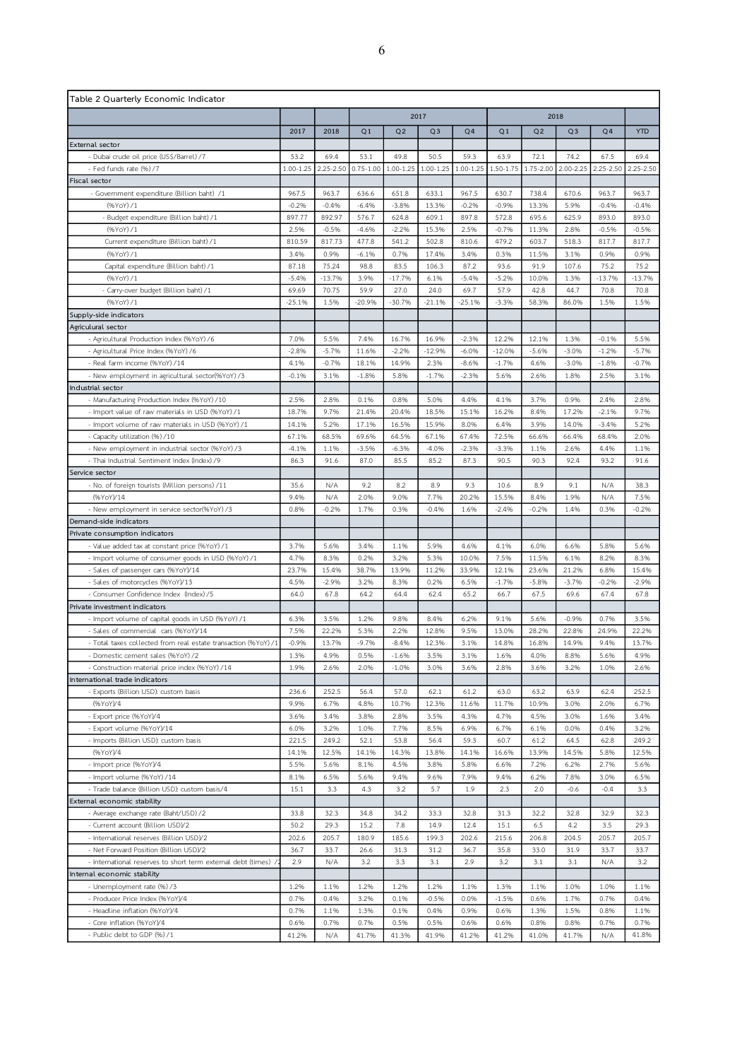| Table 2 Quarterly Economic Indicator | | | | | | | | | | | |
|---|---|---|---|---|---|---|---|---|---|---|---|
| | | | 2017 | | | | 2018 | | | | |
| | 2017 | 2018 | Q1 | Q2 | Q3 | Q4 | Q1 | Q2 | Q3 | Q4 | YTD |
| External sector | | | | | | | | | | | |
| - Dubai crude oil price (US$/Barrel) /7 | 53.2 | 69.4 | 53.1 | 49.8 | 50.5 | 59.3 | 63.9 | 72.1 | 74.2 | 67.5 | 69.4 |
| - Fed funds rate (%) /7 | 1.00-1.25 | 2.25-2.50 | 0.75-1.00 | 1.00-1.25 | 1.00-1.25 | 1.00-1.25 | 1.50-1.75 | 1.75-2.00 | 2.00-2.25 | 2.25-2.50 | 2.25-2.50 |
| Fiscal sector | | | | | | | | | | | |
| - Government expenditure (Billion baht) /1 | 967.5 | 963.7 | 636.6 | 651.8 | 633.1 | 967.5 | 630.7 | 738.4 | 670.6 | 963.7 | 963.7 |
| (%YoY) /1 | -0.2% | -0.4% | -6.4% | -3.8% | 13.3% | -0.2% | -0.9% | 13.3% | 5.9% | -0.4% | -0.4% |
| - Budget expenditure (Billion baht) /1 | 897.77 | 892.97 | 576.7 | 624.8 | 609.1 | 897.8 | 572.8 | 695.6 | 625.9 | 893.0 | 893.0 |
| (%YoY) /1 | 2.5% | -0.5% | -4.6% | -2.2% | 15.3% | 2.5% | -0.7% | 11.3% | 2.8% | -0.5% | -0.5% |
| Current expenditure (Billion baht) /1 | 810.59 | 817.73 | 477.8 | 541.2 | 502.8 | 810.6 | 479.2 | 603.7 | 518.3 | 817.7 | 817.7 |
| (%YoY) /1 | 3.4% | 0.9% | -6.1% | 0.7% | 17.4% | 3.4% | 0.3% | 11.5% | 3.1% | 0.9% | 0.9% |
| Capital expenditure (Billion baht) /1 | 87.18 | 75.24 | 98.8 | 83.5 | 106.3 | 87.2 | 93.6 | 91.9 | 107.6 | 75.2 | 75.2 |
| (%YoY) /1 | -5.4% | -13.7% | 3.9% | -17.7% | 6.1% | -5.4% | -5.2% | 10.0% | 1.3% | -13.7% | -13.7% |
| - Carry-over budget (Billion baht) /1 | 69.69 | 70.75 | 59.9 | 27.0 | 24.0 | 69.7 | 57.9 | 42.8 | 44.7 | 70.8 | 70.8 |
| (%YoY) /1 | -25.1% | 1.5% | -20.9% | -30.7% | -21.1% | -25.1% | -3.3% | 58.3% | 86.0% | 1.5% | 1.5% |
| Supply-side indicators | | | | | | | | | | | |
| Agricultural sector | | | | | | | | | | | |
| - Agricultural Production Index (%YoY) /6 | 7.0% | 5.5% | 7.4% | 16.7% | 16.9% | -2.3% | 12.2% | 12.1% | 1.3% | -0.1% | 5.5% |
| - Agricultural Price Index (%YoY) /6 | -2.8% | -5.7% | 11.6% | -2.2% | -12.9% | -6.0% | -12.0% | -5.6% | -3.0% | -1.2% | -5.7% |
| - Real farm income (%YoY) /14 | 4.1% | -0.7% | 18.1% | 14.9% | 2.3% | -8.6% | -1.7% | 4.6% | -3.0% | -1.8% | -0.7% |
| - New employment in agricultural sector(%YoY) /3 | -0.1% | 3.1% | -1.8% | 5.8% | -1.7% | -2.3% | 5.6% | 2.6% | 1.8% | 2.5% | 3.1% |
| Industrial sector | | | | | | | | | | | |
| - Manufacturing Production Index (%YoY) /10 | 2.5% | 2.8% | 0.1% | 0.8% | 5.0% | 4.4% | 4.1% | 3.7% | 0.9% | 2.4% | 2.8% |
| - Import value of raw materials in USD (%YoY) /1 | 18.7% | 9.7% | 21.4% | 20.4% | 18.5% | 15.1% | 16.2% | 8.4% | 17.2% | -2.1% | 9.7% |
| - Import volume of raw materials in USD (%YoY) /1 | 14.1% | 5.2% | 17.1% | 16.5% | 15.9% | 8.0% | 6.4% | 3.9% | 14.0% | -3.4% | 5.2% |
| - Capacity utilization (%) /10 | 67.1% | 68.5% | 69.6% | 64.5% | 67.1% | 67.4% | 72.5% | 66.6% | 66.4% | 68.4% | 2.0% |
| - New employment in industrial sector (%YoY) /3 | -4.1% | 1.1% | -3.5% | -6.3% | -4.0% | -2.3% | -3.3% | 1.1% | 2.6% | 4.4% | 1.1% |
| - Thai Industrial Sentiment Index (Index) /9 | 86.3 | 91.6 | 87.0 | 85.5 | 85.2 | 87.3 | 90.5 | 90.3 | 92.4 | 93.2 | 91.6 |
| Service sector | | | | | | | | | | | |
| - No. of foreign tourists (Million persons) /11 | 35.6 | N/A | 9.2 | 8.2 | 8.9 | 9.3 | 10.6 | 8.9 | 9.1 | N/A | 38.3 |
| (%YoY)/14 | 9.4% | N/A | 2.0% | 9.0% | 7.7% | 20.2% | 15.5% | 8.4% | 1.9% | N/A | 7.5% |
| - New employment in service sector(%YoY) /3 | 0.8% | -0.2% | 1.7% | 0.3% | -0.4% | 1.6% | -2.4% | -0.2% | 1.4% | 0.3% | -0.2% |
| Demand-side indicators | | | | | | | | | | | |
| Private consumption indicators | | | | | | | | | | | |
| - Value added tax at constant price (%YoY) /1 | 3.7% | 5.6% | 3.4% | 1.1% | 5.9% | 4.6% | 4.1% | 6.0% | 6.6% | 5.8% | 5.6% |
| - Import volume of consumer goods in USD (%YoY) /1 | 4.7% | 8.3% | 0.2% | 3.2% | 5.3% | 10.0% | 7.5% | 11.5% | 6.1% | 8.2% | 8.3% |
| - Sales of passenger cars (%YoY)/14 | 23.7% | 15.4% | 38.7% | 13.9% | 11.2% | 33.9% | 12.1% | 23.6% | 21.2% | 6.8% | 15.4% |
| - Sales of motorcycles (%YoY)/13 | 4.5% | -2.9% | 3.2% | 8.3% | 0.2% | 6.5% | -1.7% | -5.8% | -3.7% | -0.2% | -2.9% |
| - Consumer Confidence Index (Index) /5 | 64.0 | 67.8 | 64.2 | 64.4 | 62.4 | 65.2 | 66.7 | 67.5 | 69.6 | 67.4 | 67.8 |
| Private investment indicators | | | | | | | | | | | |
| - Import volume of capital goods in USD (%YoY) /1 | 6.3% | 3.5% | 1.2% | 9.8% | 8.4% | 6.2% | 9.1% | 5.6% | -0.9% | 0.7% | 3.5% |
| - Sales of commercial cars (%YoY)/14 | 7.5% | 22.2% | 5.3% | 2.2% | 12.8% | 9.5% | 13.0% | 28.2% | 22.8% | 24.9% | 22.2% |
| - Total taxes collected from real estate transaction (%YoY) /1 | -0.9% | 13.7% | -9.7% | -8.4% | 12.3% | 3.1% | 14.8% | 16.8% | 14.9% | 9.4% | 13.7% |
| - Domestic cement sales (%YoY) /2 | 1.3% | 4.9% | 0.5% | -1.6% | 3.5% | 3.1% | 1.6% | 4.0% | 8.8% | 5.6% | 4.9% |
| - Construction material price index (%YoY) /14 | 1.9% | 2.6% | 2.0% | -1.0% | 3.0% | 3.6% | 2.8% | 3.6% | 3.2% | 1.0% | 2.6% |
| International trade indicators | | | | | | | | | | | |
| - Exports (Billion USD): custom basis | 236.6 | 252.5 | 56.4 | 57.0 | 62.1 | 61.2 | 63.0 | 63.2 | 63.9 | 62.4 | 252.5 |
| (%YoY)/4 | 9.9% | 6.7% | 4.8% | 10.7% | 12.3% | 11.6% | 11.7% | 10.9% | 3.0% | 2.0% | 6.7% |
| - Export price (%YoY)/4 | 3.6% | 3.4% | 3.8% | 2.8% | 3.5% | 4.3% | 4.7% | 4.5% | 3.0% | 1.6% | 3.4% |
| - Export volume (%YoY)/14 | 6.0% | 3.2% | 1.0% | 7.7% | 8.5% | 6.9% | 6.7% | 6.1% | 0.0% | 0.4% | 3.2% |
| - Imports (Billion USD): custom basis | 221.5 | 249.2 | 52.1 | 53.8 | 56.4 | 59.3 | 60.7 | 61.2 | 64.5 | 62.8 | 249.2 |
| (%YoY)/4 | 14.1% | 12.5% | 14.1% | 14.3% | 13.8% | 14.1% | 16.6% | 13.9% | 14.5% | 5.8% | 12.5% |
| - Import price (%YoY)/4 | 5.5% | 5.6% | 8.1% | 4.5% | 3.8% | 5.8% | 6.6% | 7.2% | 6.2% | 2.7% | 5.6% |
| - Import volume (%YoY) /14 | 8.1% | 6.5% | 5.6% | 9.4% | 9.6% | 7.9% | 9.4% | 6.2% | 7.8% | 3.0% | 6.5% |
| - Trade balance (Billion USD): custom basis/4 | 15.1 | 3.3 | 4.3 | 3.2 | 5.7 | 1.9 | 2.3 | 2.0 | -0.6 | -0.4 | 3.3 |
| External economic stability | | | | | | | | | | | |
| - Average exchange rate (Baht/USD) /2 | 33.8 | 32.3 | 34.8 | 34.2 | 33.3 | 32.8 | 31.3 | 32.2 | 32.8 | 32.9 | 32.3 |
| - Current account (Billion USD)/2 | 50.2 | 29.3 | 15.2 | 7.8 | 14.9 | 12.4 | 15.1 | 6.5 | 4.2 | 3.5 | 29.3 |
| - International reserves (Billion USD)/2 | 202.6 | 205.7 | 180.9 | 185.6 | 199.3 | 202.6 | 215.6 | 206.8 | 204.5 | 205.7 | 205.7 |
| - Net Forward Position (Billion USD)/2 | 36.7 | 33.7 | 26.6 | 31.3 | 31.2 | 36.7 | 35.8 | 33.0 | 31.9 | 33.7 | 33.7 |
| - International reserves to short term external debt (times) /2 | 2.9 | N/A | 3.2 | 3.3 | 3.1 | 2.9 | 3.2 | 3.1 | 3.1 | N/A | 3.2 |
| Internal economic stability | | | | | | | | | | | |
| - Unemployment rate (%) /3 | 1.2% | 1.1% | 1.2% | 1.2% | 1.2% | 1.1% | 1.3% | 1.1% | 1.0% | 1.0% | 1.1% |
| - Producer Price Index (%YoY)/4 | 0.7% | 0.4% | 3.2% | 0.1% | -0.5% | 0.0% | -1.5% | 0.6% | 1.7% | 0.7% | 0.4% |
| - Headline inflation (%YoY)/4 | 0.7% | 1.1% | 1.3% | 0.1% | 0.4% | 0.9% | 0.6% | 1.3% | 1.5% | 0.8% | 1.1% |
| - Core inflation (%YoY)/4 | 0.6% | 0.7% | 0.7% | 0.5% | 0.5% | 0.6% | 0.6% | 0.8% | 0.8% | 0.7% | 0.7% |
| - Public debt to GDP (%) /1 | 41.2% | N/A | 41.7% | 41.3% | 41.9% | 41.2% | 41.2% | 41.0% | 41.7% | N/A | 41.8% |